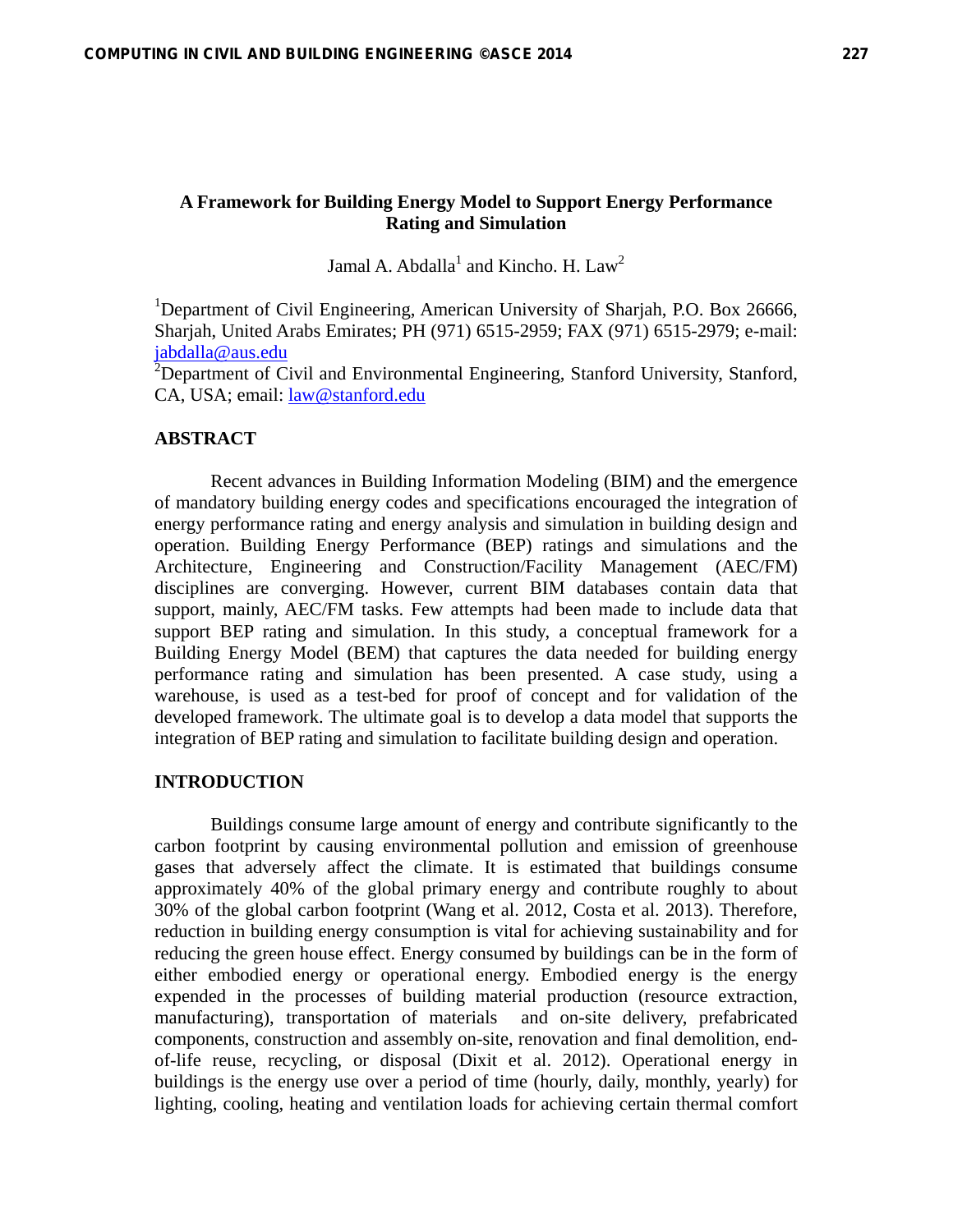# A Framework for Building Energy Model to Support Energy Performance Rating and Simulation

Jamal A. Abdalla[1] and Kincho. H. Law[2]

[1]Department of Civil Engineering, American University of Sharjah, P.O. Box 26666, Sharjah, United Arabs Emirates; PH (971) 6515-2959; FAX (971) 6515-2979; e-mail: jabdalla@aus.edu

[2]Department of Civil and Environmental Engineering, Stanford University, Stanford, CA, USA; email: law@stanford.edu

## ABSTRACT

Recent advances in Building Information Modeling (BIM) and the emergence of mandatory building energy codes and specifications encouraged the integration of energy performance rating and energy analysis and simulation in building design and operation. Building Energy Performance (BEP) ratings and simulations and the Architecture, Engineering and Construction/Facility Management (AEC/FM) disciplines are converging. However, current BIM databases contain data that support, mainly, AEC/FM tasks. Few attempts had been made to include data that support BEP rating and simulation. In this study, a conceptual framework for a Building Energy Model (BEM) that captures the data needed for building energy performance rating and simulation has been presented. A case study, using a warehouse, is used as a test-bed for proof of concept and for validation of the developed framework. The ultimate goal is to develop a data model that supports the integration of BEP rating and simulation to facilitate building design and operation.

## INTRODUCTION

Buildings consume large amount of energy and contribute significantly to the carbon footprint by causing environmental pollution and emission of greenhouse gases that adversely affect the climate. It is estimated that buildings consume approximately 40% of the global primary energy and contribute roughly to about 30% of the global carbon footprint (Wang et al. 2012, Costa et al. 2013). Therefore, reduction in building energy consumption is vital for achieving sustainability and for reducing the green house effect. Energy consumed by buildings can be in the form of either embodied energy or operational energy. Embodied energy is the energy expended in the processes of building material production (resource extraction, manufacturing), transportation of materials and on-site delivery, prefabricated components, construction and assembly on-site, renovation and final demolition, end-of-life reuse, recycling, or disposal (Dixit et al. 2012). Operational energy in buildings is the energy use over a period of time (hourly, daily, monthly, yearly) for lighting, cooling, heating and ventilation loads for achieving certain thermal comfort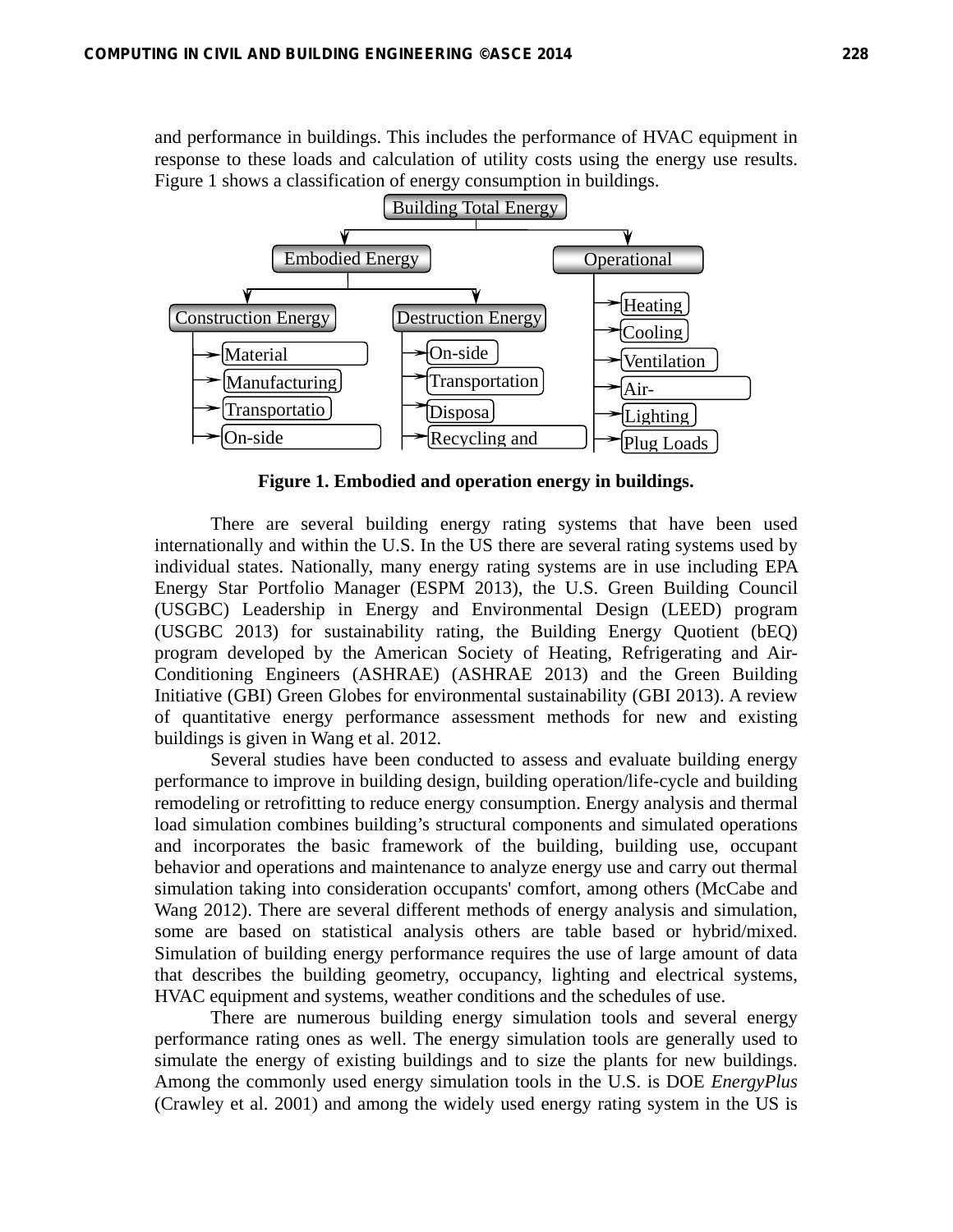and performance in buildings. This includes the performance of HVAC equipment in response to these loads and calculation of utility costs using the energy use results. Figure 1 shows a classification of energy consumption in buildings.

**Figure 1. Embodied and operation energy in buildings.**

There are several building energy rating systems that have been used internationally and within the U.S. In the US there are several rating systems used by individual states. Nationally, many energy rating systems are in use including EPA Energy Star Portfolio Manager (ESPM 2013), the U.S. Green Building Council (USGBC) Leadership in Energy and Environmental Design (LEED) program (USGBC 2013) for sustainability rating, the Building Energy Quotient (bEQ) program developed by the American Society of Heating, Refrigerating and Air-Conditioning Engineers (ASHRAE) (ASHRAE 2013) and the Green Building Initiative (GBI) Green Globes for environmental sustainability (GBI 2013). A review of quantitative energy performance assessment methods for new and existing buildings is given in Wang et al. 2012.

Several studies have been conducted to assess and evaluate building energy performance to improve in building design, building operation/life-cycle and building remodeling or retrofitting to reduce energy consumption. Energy analysis and thermal load simulation combines building's structural components and simulated operations and incorporates the basic framework of the building, building use, occupant behavior and operations and maintenance to analyze energy use and carry out thermal simulation taking into consideration occupants' comfort, among others (McCabe and Wang 2012). There are several different methods of energy analysis and simulation, some are based on statistical analysis others are table based or hybrid/mixed. Simulation of building energy performance requires the use of large amount of data that describes the building geometry, occupancy, lighting and electrical systems, HVAC equipment and systems, weather conditions and the schedules of use.

There are numerous building energy simulation tools and several energy performance rating ones as well. The energy simulation tools are generally used to simulate the energy of existing buildings and to size the plants for new buildings. Among the commonly used energy simulation tools in the U.S. is DOE *EnergyPlus* (Crawley et al. 2001) and among the widely used energy rating system in the US is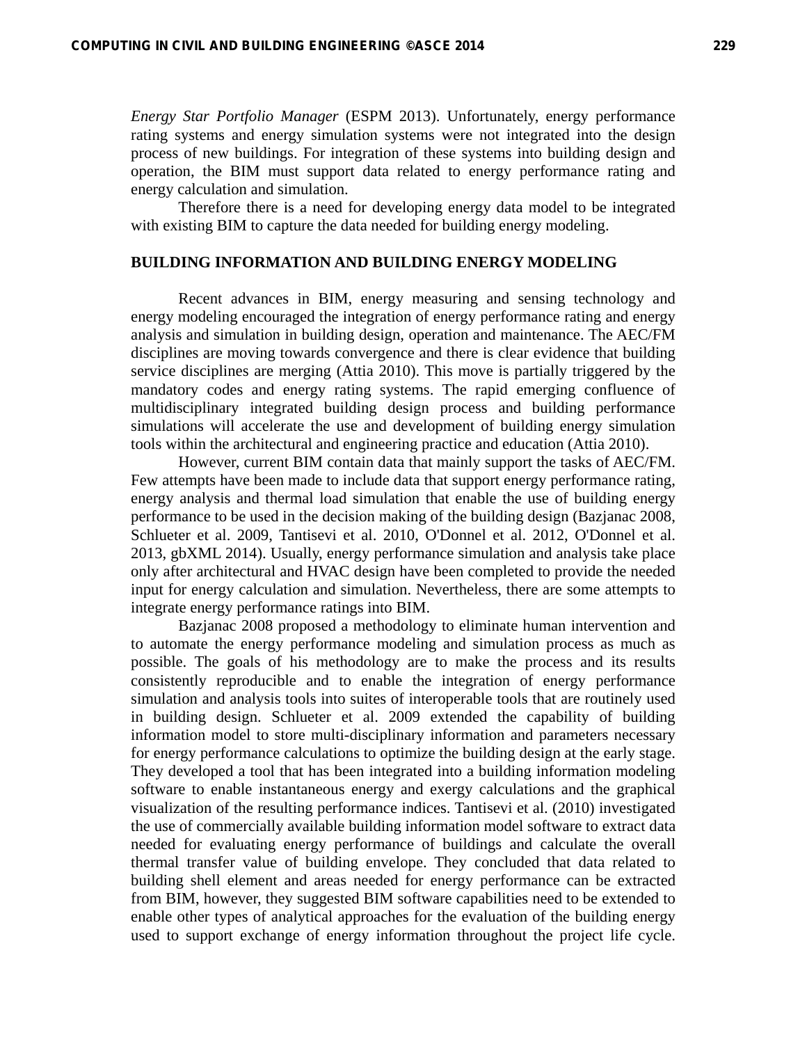*Energy Star Portfolio Manager* (ESPM 2013). Unfortunately, energy performance rating systems and energy simulation systems were not integrated into the design process of new buildings. For integration of these systems into building design and operation, the BIM must support data related to energy performance rating and energy calculation and simulation.

Therefore there is a need for developing energy data model to be integrated with existing BIM to capture the data needed for building energy modeling.

## BUILDING INFORMATION AND BUILDING ENERGY MODELING

Recent advances in BIM, energy measuring and sensing technology and energy modeling encouraged the integration of energy performance rating and energy analysis and simulation in building design, operation and maintenance. The AEC/FM disciplines are moving towards convergence and there is clear evidence that building service disciplines are merging (Attia 2010). This move is partially triggered by the mandatory codes and energy rating systems. The rapid emerging confluence of multidisciplinary integrated building design process and building performance simulations will accelerate the use and development of building energy simulation tools within the architectural and engineering practice and education (Attia 2010).

However, current BIM contain data that mainly support the tasks of AEC/FM. Few attempts have been made to include data that support energy performance rating, energy analysis and thermal load simulation that enable the use of building energy performance to be used in the decision making of the building design (Bazjanac 2008, Schlueter et al. 2009, Tantisevi et al. 2010, O'Donnel et al. 2012, O'Donnel et al. 2013, gbXML 2014). Usually, energy performance simulation and analysis take place only after architectural and HVAC design have been completed to provide the needed input for energy calculation and simulation. Nevertheless, there are some attempts to integrate energy performance ratings into BIM.

Bazjanac 2008 proposed a methodology to eliminate human intervention and to automate the energy performance modeling and simulation process as much as possible. The goals of his methodology are to make the process and its results consistently reproducible and to enable the integration of energy performance simulation and analysis tools into suites of interoperable tools that are routinely used in building design. Schlueter et al. 2009 extended the capability of building information model to store multi-disciplinary information and parameters necessary for energy performance calculations to optimize the building design at the early stage. They developed a tool that has been integrated into a building information modeling software to enable instantaneous energy and exergy calculations and the graphical visualization of the resulting performance indices. Tantisevi et al. (2010) investigated the use of commercially available building information model software to extract data needed for evaluating energy performance of buildings and calculate the overall thermal transfer value of building envelope. They concluded that data related to building shell element and areas needed for energy performance can be extracted from BIM, however, they suggested BIM software capabilities need to be extended to enable other types of analytical approaches for the evaluation of the building energy used to support exchange of energy information throughout the project life cycle.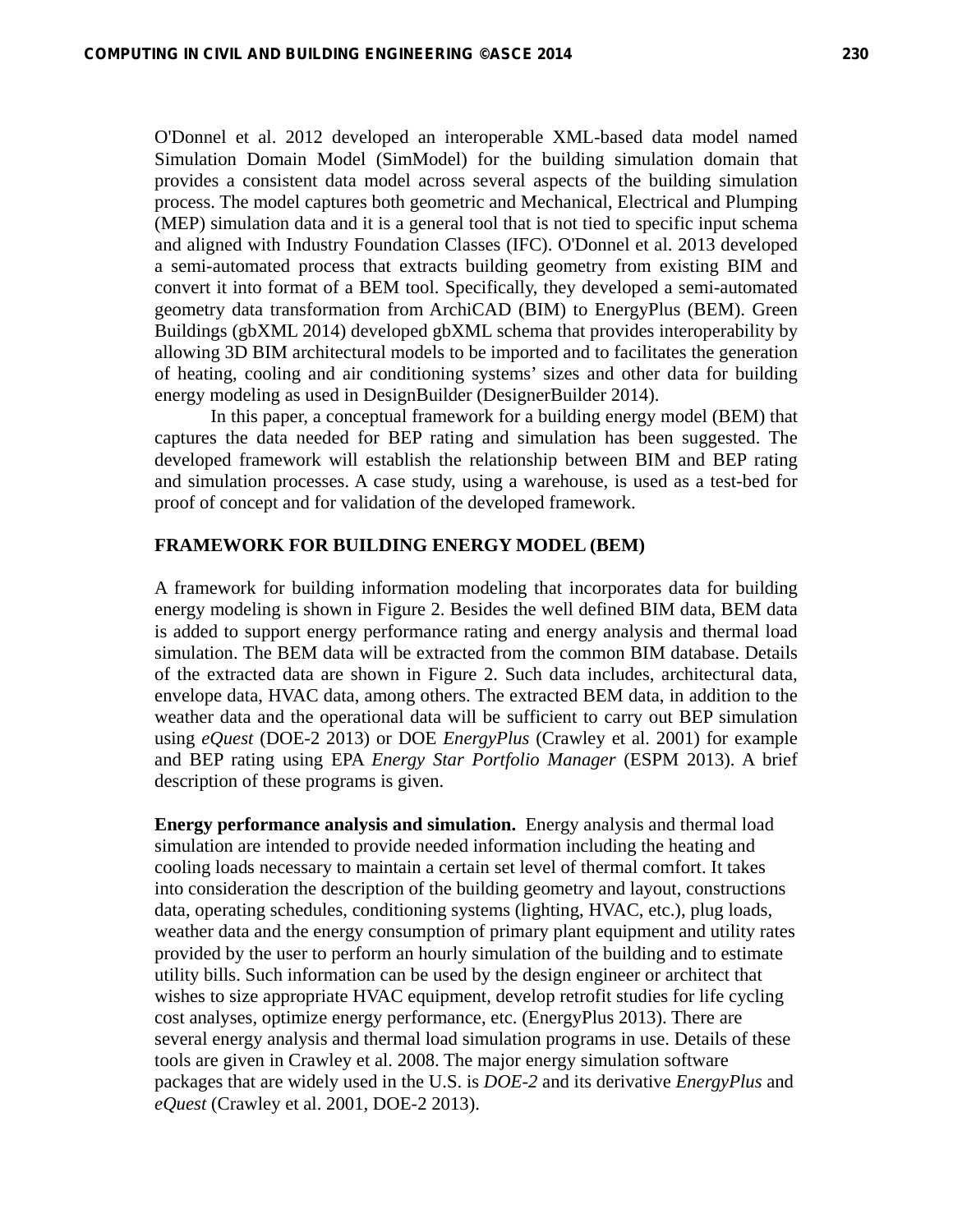O'Donnel et al. 2012 developed an interoperable XML-based data model named Simulation Domain Model (SimModel) for the building simulation domain that provides a consistent data model across several aspects of the building simulation process. The model captures both geometric and Mechanical, Electrical and Plumping (MEP) simulation data and it is a general tool that is not tied to specific input schema and aligned with Industry Foundation Classes (IFC). O'Donnel et al. 2013 developed a semi-automated process that extracts building geometry from existing BIM and convert it into format of a BEM tool. Specifically, they developed a semi-automated geometry data transformation from ArchiCAD (BIM) to EnergyPlus (BEM). Green Buildings (gbXML 2014) developed gbXML schema that provides interoperability by allowing 3D BIM architectural models to be imported and to facilitates the generation of heating, cooling and air conditioning systems' sizes and other data for building energy modeling as used in DesignBuilder (DesignerBuilder 2014).

In this paper, a conceptual framework for a building energy model (BEM) that captures the data needed for BEP rating and simulation has been suggested. The developed framework will establish the relationship between BIM and BEP rating and simulation processes. A case study, using a warehouse, is used as a test-bed for proof of concept and for validation of the developed framework.

## FRAMEWORK FOR BUILDING ENERGY MODEL (BEM)

A framework for building information modeling that incorporates data for building energy modeling is shown in Figure 2. Besides the well defined BIM data, BEM data is added to support energy performance rating and energy analysis and thermal load simulation. The BEM data will be extracted from the common BIM database. Details of the extracted data are shown in Figure 2. Such data includes, architectural data, envelope data, HVAC data, among others. The extracted BEM data, in addition to the weather data and the operational data will be sufficient to carry out BEP simulation using *eQuest* (DOE-2 2013) or DOE *EnergyPlus* (Crawley et al. 2001) for example and BEP rating using EPA *Energy Star Portfolio Manager* (ESPM 2013). A brief description of these programs is given.

**Energy performance analysis and simulation.** Energy analysis and thermal load simulation are intended to provide needed information including the heating and cooling loads necessary to maintain a certain set level of thermal comfort. It takes into consideration the description of the building geometry and layout, constructions data, operating schedules, conditioning systems (lighting, HVAC, etc.), plug loads, weather data and the energy consumption of primary plant equipment and utility rates provided by the user to perform an hourly simulation of the building and to estimate utility bills. Such information can be used by the design engineer or architect that wishes to size appropriate HVAC equipment, develop retrofit studies for life cycling cost analyses, optimize energy performance, etc. (EnergyPlus 2013). There are several energy analysis and thermal load simulation programs in use. Details of these tools are given in Crawley et al. 2008. The major energy simulation software packages that are widely used in the U.S. is *DOE-2* and its derivative *EnergyPlus* and *eQuest* (Crawley et al. 2001, DOE-2 2013).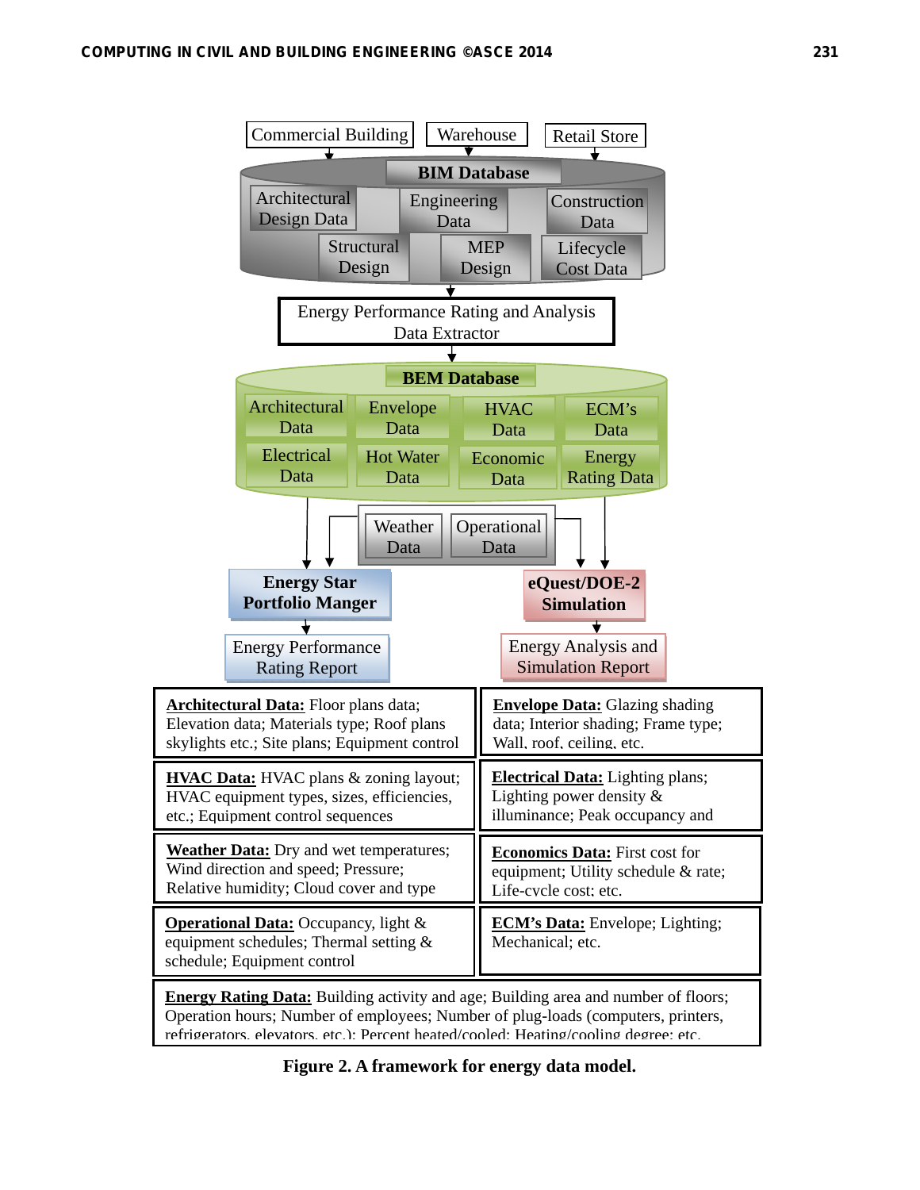Commercial Building | Warehouse | Retail Store

**BIM Database**

- Architectural Design Data
- Engineering Data
- Construction Data
- Structural Design
- MEP Design
- Lifecycle Cost Data

Energy Performance Rating and Analysis Data Extractor

**BEM Database**

- Architectural Data
- Envelope Data
- HVAC Data
- ECM's Data
- Electrical Data
- Hot Water Data
- Economic Data
- Energy Rating Data

Weather Data | Operational Data

**Energy Star Portfolio Manger** → Energy Performance Rating Report

**eQuest/DOE-2 Simulation** → Energy Analysis and Simulation Report

**Architectural Data:** Floor plans data; Elevation data; Materials type; Roof plans skylights etc.; Site plans; Equipment control

**Envelope Data:** Glazing shading data; Interior shading; Frame type; Wall, roof, ceiling, etc.

**HVAC Data:** HVAC plans & zoning layout; HVAC equipment types, sizes, efficiencies, etc.; Equipment control sequences

**Electrical Data:** Lighting plans; Lighting power density & illuminance; Peak occupancy and

**Weather Data:** Dry and wet temperatures; Wind direction and speed; Pressure; Relative humidity; Cloud cover and type

**Economics Data:** First cost for equipment; Utility schedule & rate; Life-cycle cost; etc.

**Operational Data:** Occupancy, light & equipment schedules; Thermal setting & schedule; Equipment control

**ECM's Data:** Envelope; Lighting; Mechanical; etc.

**Energy Rating Data:** Building activity and age; Building area and number of floors; Operation hours; Number of employees; Number of plug-loads (computers, printers, refrigerators, elevators, etc.); Percent heated/cooled; Heating/cooling degree; etc.

**Figure 2. A framework for energy data model.**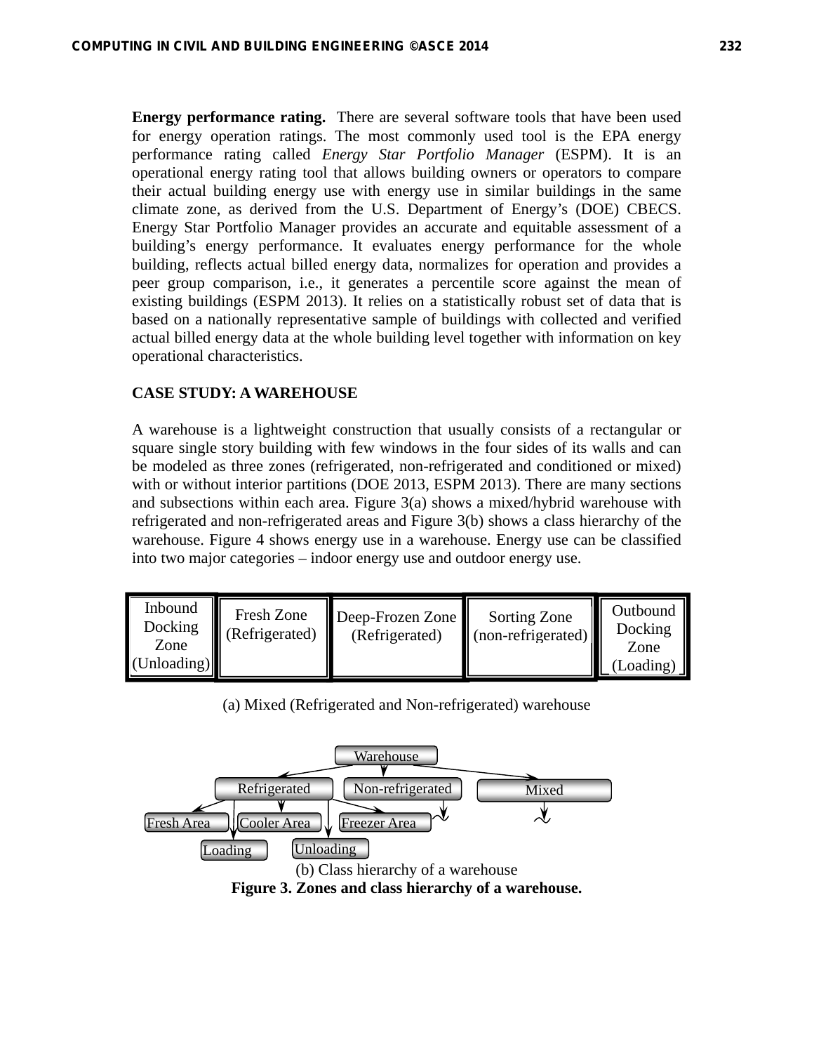**Energy performance rating.** There are several software tools that have been used for energy operation ratings. The most commonly used tool is the EPA energy performance rating called *Energy Star Portfolio Manager* (ESPM). It is an operational energy rating tool that allows building owners or operators to compare their actual building energy use with energy use in similar buildings in the same climate zone, as derived from the U.S. Department of Energy's (DOE) CBECS. Energy Star Portfolio Manager provides an accurate and equitable assessment of a building's energy performance. It evaluates energy performance for the whole building, reflects actual billed energy data, normalizes for operation and provides a peer group comparison, i.e., it generates a percentile score against the mean of existing buildings (ESPM 2013). It relies on a statistically robust set of data that is based on a nationally representative sample of buildings with collected and verified actual billed energy data at the whole building level together with information on key operational characteristics.

## CASE STUDY: A WAREHOUSE

A warehouse is a lightweight construction that usually consists of a rectangular or square single story building with few windows in the four sides of its walls and can be modeled as three zones (refrigerated, non-refrigerated and conditioned or mixed) with or without interior partitions (DOE 2013, ESPM 2013). There are many sections and subsections within each area. Figure 3(a) shows a mixed/hybrid warehouse with refrigerated and non-refrigerated areas and Figure 3(b) shows a class hierarchy of the warehouse. Figure 4 shows energy use in a warehouse. Energy use can be classified into two major categories – indoor energy use and outdoor energy use.

| Inbound Docking Zone (Unloading) | Fresh Zone (Refrigerated) | Deep-Frozen Zone (Refrigerated) | Sorting Zone (non-refrigerated) | Outbound Docking Zone (Loading) |
|---|---|---|---|---|

(a) Mixed (Refrigerated and Non-refrigerated) warehouse

Warehouse → Refrigerated, Non-refrigerated, Mixed
Refrigerated → Fresh Area, Cooler Area, Freezer Area, Loading, Unloading

(b) Class hierarchy of a warehouse

**Figure 3. Zones and class hierarchy of a warehouse.**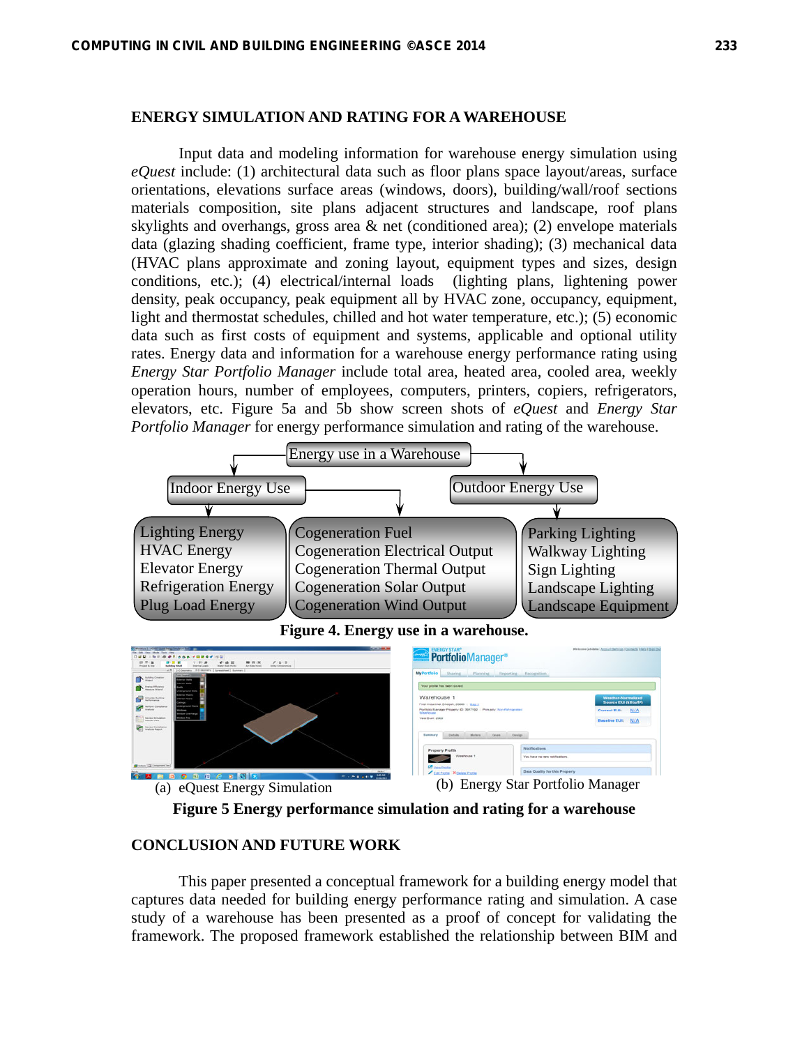## ENERGY SIMULATION AND RATING FOR A WAREHOUSE

Input data and modeling information for warehouse energy simulation using *eQuest* include: (1) architectural data such as floor plans space layout/areas, surface orientations, elevations surface areas (windows, doors), building/wall/roof sections materials composition, site plans adjacent structures and landscape, roof plans skylights and overhangs, gross area & net (conditioned area); (2) envelope materials data (glazing shading coefficient, frame type, interior shading); (3) mechanical data (HVAC plans approximate and zoning layout, equipment types and sizes, design conditions, etc.); (4) electrical/internal loads (lighting plans, lightening power density, peak occupancy, peak equipment all by HVAC zone, occupancy, equipment, light and thermostat schedules, chilled and hot water temperature, etc.); (5) economic data such as first costs of equipment and systems, applicable and optional utility rates. Energy data and information for a warehouse energy performance rating using *Energy Star Portfolio Manager* include total area, heated area, cooled area, weekly operation hours, number of employees, computers, printers, copiers, refrigerators, elevators, etc. Figure 5a and 5b show screen shots of *eQuest* and *Energy Star Portfolio Manager* for energy performance simulation and rating of the warehouse.

Energy use in a Warehouse

- Indoor Energy Use
  - Lighting Energy
  - HVAC Energy
  - Elevator Energy
  - Refrigeration Energy
  - Plug Load Energy
  - Cogeneration Fuel
  - Cogeneration Electrical Output
  - Cogeneration Thermal Output
  - Cogeneration Solar Output
  - Cogeneration Wind Output
- Outdoor Energy Use
  - Parking Lighting
  - Walkway Lighting
  - Sign Lighting
  - Landscape Lighting
  - Landscape Equipment

**Figure 4. Energy use in a warehouse.**

(a) eQuest Energy Simulation

(b) Energy Star Portfolio Manager

**Figure 5 Energy performance simulation and rating for a warehouse**

## CONCLUSION AND FUTURE WORK

This paper presented a conceptual framework for a building energy model that captures data needed for building energy performance rating and simulation. A case study of a warehouse has been presented as a proof of concept for validating the framework. The proposed framework established the relationship between BIM and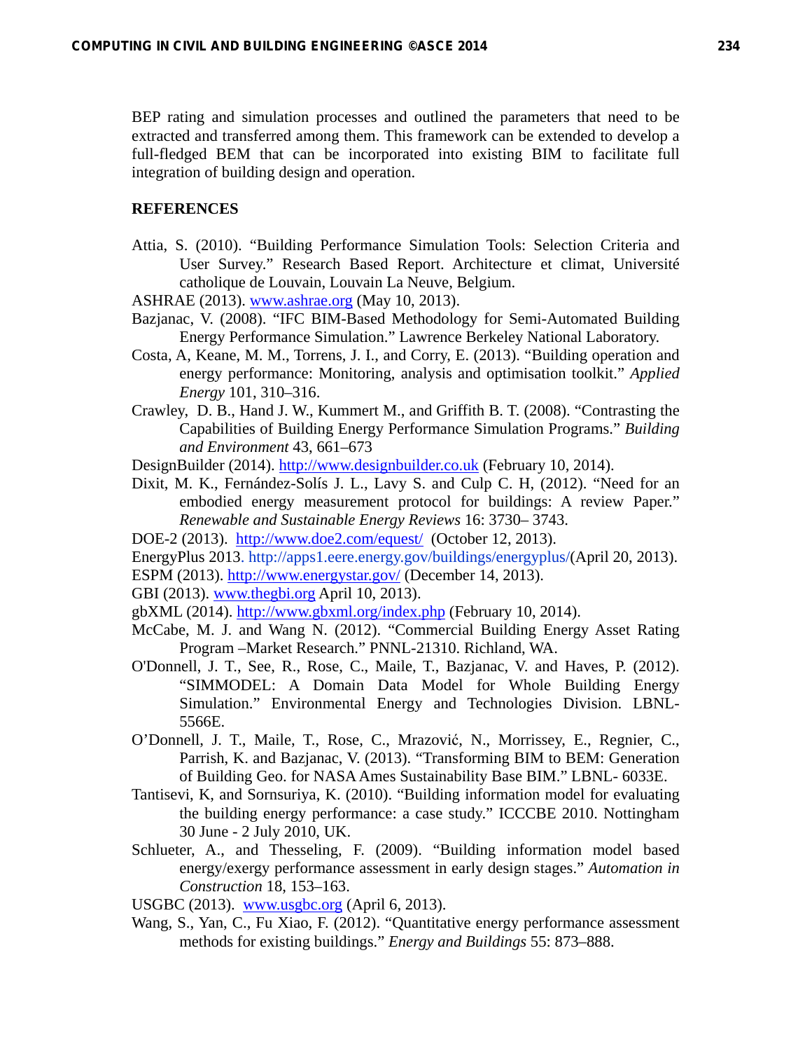BEP rating and simulation processes and outlined the parameters that need to be extracted and transferred among them. This framework can be extended to develop a full-fledged BEM that can be incorporated into existing BIM to facilitate full integration of building design and operation.

## REFERENCES

Attia, S. (2010). "Building Performance Simulation Tools: Selection Criteria and User Survey." Research Based Report. Architecture et climat, Université catholique de Louvain, Louvain La Neuve, Belgium.

ASHRAE (2013). www.ashrae.org (May 10, 2013).

Bazjanac, V. (2008). "IFC BIM-Based Methodology for Semi-Automated Building Energy Performance Simulation." Lawrence Berkeley National Laboratory.

Costa, A, Keane, M. M., Torrens, J. I., and Corry, E. (2013). "Building operation and energy performance: Monitoring, analysis and optimisation toolkit." *Applied Energy* 101, 310–316.

Crawley, D. B., Hand J. W., Kummert M., and Griffith B. T. (2008). "Contrasting the Capabilities of Building Energy Performance Simulation Programs." *Building and Environment* 43, 661–673

DesignBuilder (2014). http://www.designbuilder.co.uk (February 10, 2014).

Dixit, M. K., Fernández-Solís J. L., Lavy S. and Culp C. H, (2012). "Need for an embodied energy measurement protocol for buildings: A review Paper." *Renewable and Sustainable Energy Reviews* 16: 3730– 3743.

DOE-2 (2013). http://www.doe2.com/equest/ (October 12, 2013).

EnergyPlus 2013. http://apps1.eere.energy.gov/buildings/energyplus/(April 20, 2013).

ESPM (2013). http://www.energystar.gov/ (December 14, 2013).

GBI (2013). www.thegbi.org April 10, 2013).

gbXML (2014). http://www.gbxml.org/index.php (February 10, 2014).

McCabe, M. J. and Wang N. (2012). "Commercial Building Energy Asset Rating Program –Market Research." PNNL-21310. Richland, WA.

O'Donnell, J. T., See, R., Rose, C., Maile, T., Bazjanac, V. and Haves, P. (2012). "SIMMODEL: A Domain Data Model for Whole Building Energy Simulation." Environmental Energy and Technologies Division. LBNL-5566E.

O'Donnell, J. T., Maile, T., Rose, C., Mrazović, N., Morrissey, E., Regnier, C., Parrish, K. and Bazjanac, V. (2013). "Transforming BIM to BEM: Generation of Building Geo. for NASA Ames Sustainability Base BIM." LBNL- 6033E.

Tantisevi, K, and Sornsuriya, K. (2010). "Building information model for evaluating the building energy performance: a case study." ICCCBE 2010. Nottingham 30 June - 2 July 2010, UK.

Schlueter, A., and Thesseling, F. (2009). "Building information model based energy/exergy performance assessment in early design stages." *Automation in Construction* 18, 153–163.

USGBC (2013). www.usgbc.org (April 6, 2013).

Wang, S., Yan, C., Fu Xiao, F. (2012). "Quantitative energy performance assessment methods for existing buildings." *Energy and Buildings* 55: 873–888.